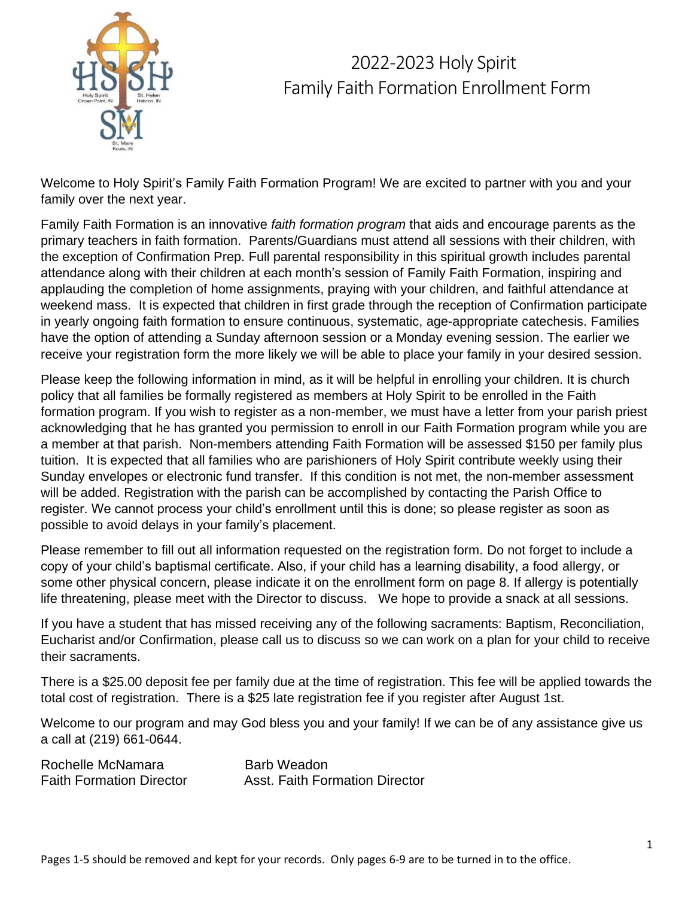# 2022-2023 Holy Spirit Family Faith Formation Enrollment Form

Welcome to Holy Spirit's Family Faith Formation Program! We are excited to partner with you and your family over the next year.

Family Faith Formation is an innovative *faith formation program* that aids and encourage parents as the primary teachers in faith formation. Parents/Guardians must attend all sessions with their children, with the exception of Confirmation Prep. Full parental responsibility in this spiritual growth includes parental attendance along with their children at each month's session of Family Faith Formation, inspiring and applauding the completion of home assignments, praying with your children, and faithful attendance at weekend mass. It is expected that children in first grade through the reception of Confirmation participate in yearly ongoing faith formation to ensure continuous, systematic, age-appropriate catechesis. Families have the option of attending a Sunday afternoon session or a Monday evening session. The earlier we receive your registration form the more likely we will be able to place your family in your desired session.

Please keep the following information in mind, as it will be helpful in enrolling your children. It is church policy that all families be formally registered as members at Holy Spirit to be enrolled in the Faith formation program. If you wish to register as a non-member, we must have a letter from your parish priest acknowledging that he has granted you permission to enroll in our Faith Formation program while you are a member at that parish. Non-members attending Faith Formation will be assessed $150 per family plus tuition. It is expected that all families who are parishioners of Holy Spirit contribute weekly using their Sunday envelopes or electronic fund transfer. If this condition is not met, the non-member assessment will be added. Registration with the parish can be accomplished by contacting the Parish Office to register. We cannot process your child's enrollment until this is done; so please register as soon as possible to avoid delays in your family's placement.

Please remember to fill out all information requested on the registration form. Do not forget to include a copy of your child's baptismal certificate. Also, if your child has a learning disability, a food allergy, or some other physical concern, please indicate it on the enrollment form on page 8. If allergy is potentially life threatening, please meet with the Director to discuss. We hope to provide a snack at all sessions.

If you have a student that has missed receiving any of the following sacraments: Baptism, Reconciliation, Eucharist and/or Confirmation, please call us to discuss so we can work on a plan for your child to receive their sacraments.

There is a $25.00 deposit fee per family due at the time of registration. This fee will be applied towards the total cost of registration. There is a $25 late registration fee if you register after August 1st.

Welcome to our program and may God bless you and your family! If we can be of any assistance give us a call at (219) 661-0644.

Rochelle McNamara
Faith Formation Director

Barb Weadon
Asst. Faith Formation Director

Pages 1-5 should be removed and kept for your records. Only pages 6-9 are to be turned in to the office.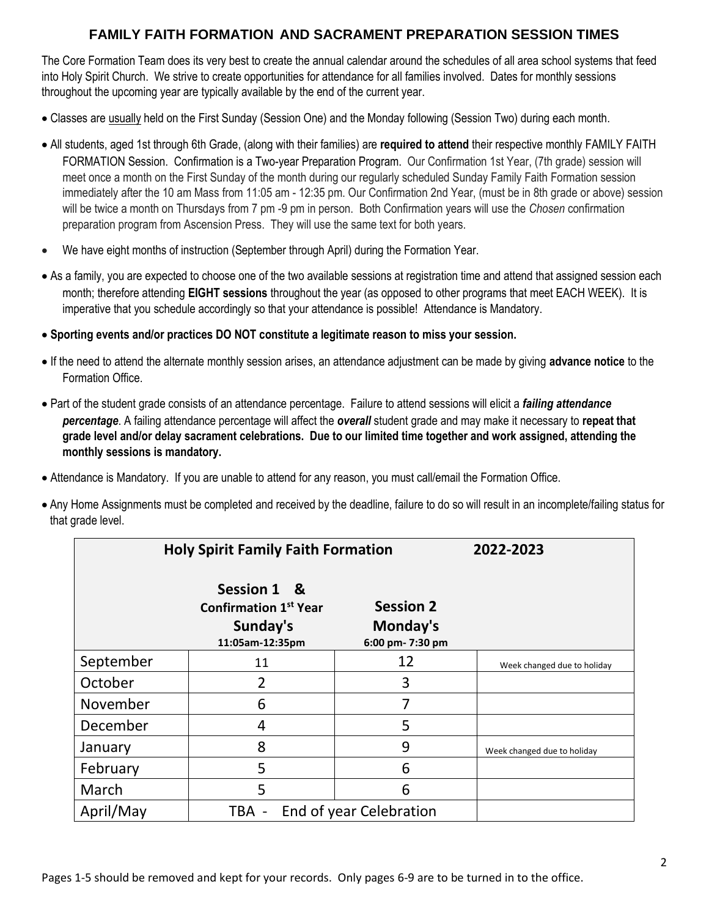# FAMILY FAITH FORMATION AND SACRAMENT PREPARATION SESSION TIMES

The Core Formation Team does its very best to create the annual calendar around the schedules of all area school systems that feed into Holy Spirit Church. We strive to create opportunities for attendance for all families involved. Dates for monthly sessions throughout the upcoming year are typically available by the end of the current year.

- Classes are usually held on the First Sunday (Session One) and the Monday following (Session Two) during each month.
- All students, aged 1st through 6th Grade, (along with their families) are **required to attend** their respective monthly FAMILY FAITH FORMATION Session. Confirmation is a Two-year Preparation Program. Our Confirmation 1st Year, (7th grade) session will meet once a month on the First Sunday of the month during our regularly scheduled Sunday Family Faith Formation session immediately after the 10 am Mass from 11:05 am - 12:35 pm. Our Confirmation 2nd Year, (must be in 8th grade or above) session will be twice a month on Thursdays from 7 pm -9 pm in person. Both Confirmation years will use the *Chosen* confirmation preparation program from Ascension Press. They will use the same text for both years.
- We have eight months of instruction (September through April) during the Formation Year.
- As a family, you are expected to choose one of the two available sessions at registration time and attend that assigned session each month; therefore attending **EIGHT sessions** throughout the year (as opposed to other programs that meet EACH WEEK). It is imperative that you schedule accordingly so that your attendance is possible! Attendance is Mandatory.
- **Sporting events and/or practices DO NOT constitute a legitimate reason to miss your session.**
- If the need to attend the alternate monthly session arises, an attendance adjustment can be made by giving **advance notice** to the Formation Office.
- Part of the student grade consists of an attendance percentage. Failure to attend sessions will elicit a ***failing attendance percentage***. A failing attendance percentage will affect the ***overall*** student grade and may make it necessary to **repeat that grade level and/or delay sacrament celebrations. Due to our limited time together and work assigned, attending the monthly sessions is mandatory.**
- Attendance is Mandatory. If you are unable to attend for any reason, you must call/email the Formation Office.
- Any Home Assignments must be completed and received by the deadline, failure to do so will result in an incomplete/failing status for that grade level.

| Holy Spirit Family Faith Formation | | | 2022-2023 |
|---|---|---|---|
| | **Session 1 & Confirmation 1st Year Sunday's** 11:05am-12:35pm | **Session 2 Monday's** 6:00 pm- 7:30 pm | |
| September | 11 | 12 | Week changed due to holiday |
| October | 2 | 3 | |
| November | 6 | 7 | |
| December | 4 | 5 | |
| January | 8 | 9 | Week changed due to holiday |
| February | 5 | 6 | |
| March | 5 | 6 | |
| April/May | TBA - End of year Celebration | | |

Pages 1-5 should be removed and kept for your records. Only pages 6-9 are to be turned in to the office.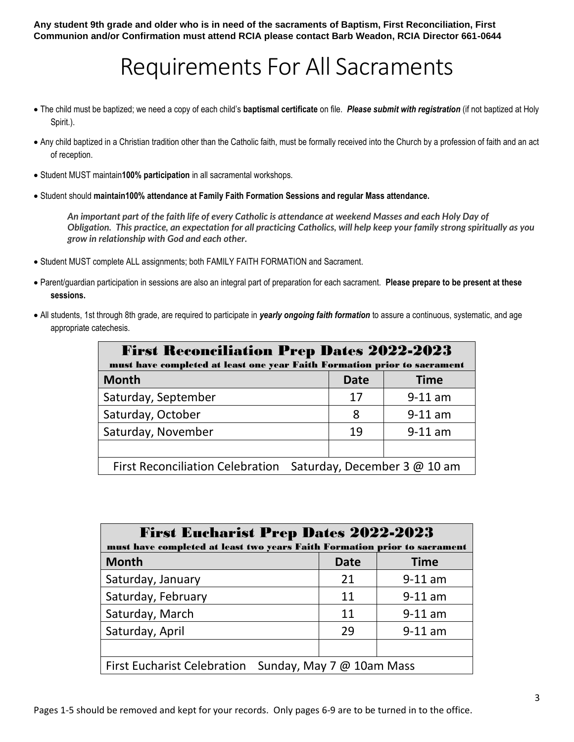**Any student 9th grade and older who is in need of the sacraments of Baptism, First Reconciliation, First Communion and/or Confirmation must attend RCIA please contact Barb Weadon, RCIA Director 661-0644**

# Requirements For All Sacraments

- The child must be baptized; we need a copy of each child's **baptismal certificate** on file. ***Please submit with registration*** (if not baptized at Holy Spirit.).
- Any child baptized in a Christian tradition other than the Catholic faith, must be formally received into the Church by a profession of faith and an act of reception.
- Student MUST maintain**100% participation** in all sacramental workshops.
- Student should **maintain100% attendance at Family Faith Formation Sessions and regular Mass attendance.**

    ***An important part of the faith life of every Catholic is attendance at weekend Masses and each Holy Day of Obligation. This practice, an expectation for all practicing Catholics, will help keep your family strong spiritually as you grow in relationship with God and each other.***

- Student MUST complete ALL assignments; both FAMILY FAITH FORMATION and Sacrament.
- Parent/guardian participation in sessions are also an integral part of preparation for each sacrament. **Please prepare to be present at these sessions.**
- All students, 1st through 8th grade, are required to participate in ***yearly ongoing faith formation*** to assure a continuous, systematic, and age appropriate catechesis.

| First Reconciliation Prep Dates 2022-2023 must have completed at least one year Faith Formation prior to sacrament | | |
|---|---|---|
| **Month** | **Date** | **Time** |
| Saturday, September | 17 | 9-11 am |
| Saturday, October | 8 | 9-11 am |
| Saturday, November | 19 | 9-11 am |
| | | |
| First Reconciliation Celebration Saturday, December 3 @ 10 am | | |

| First Eucharist Prep Dates 2022-2023 must have completed at least two years Faith Formation prior to sacrament | | |
|---|---|---|
| **Month** | **Date** | **Time** |
| Saturday, January | 21 | 9-11 am |
| Saturday, February | 11 | 9-11 am |
| Saturday, March | 11 | 9-11 am |
| Saturday, April | 29 | 9-11 am |
| | | |
| First Eucharist Celebration Sunday, May 7 @ 10am Mass | | |

Pages 1-5 should be removed and kept for your records. Only pages 6-9 are to be turned in to the office.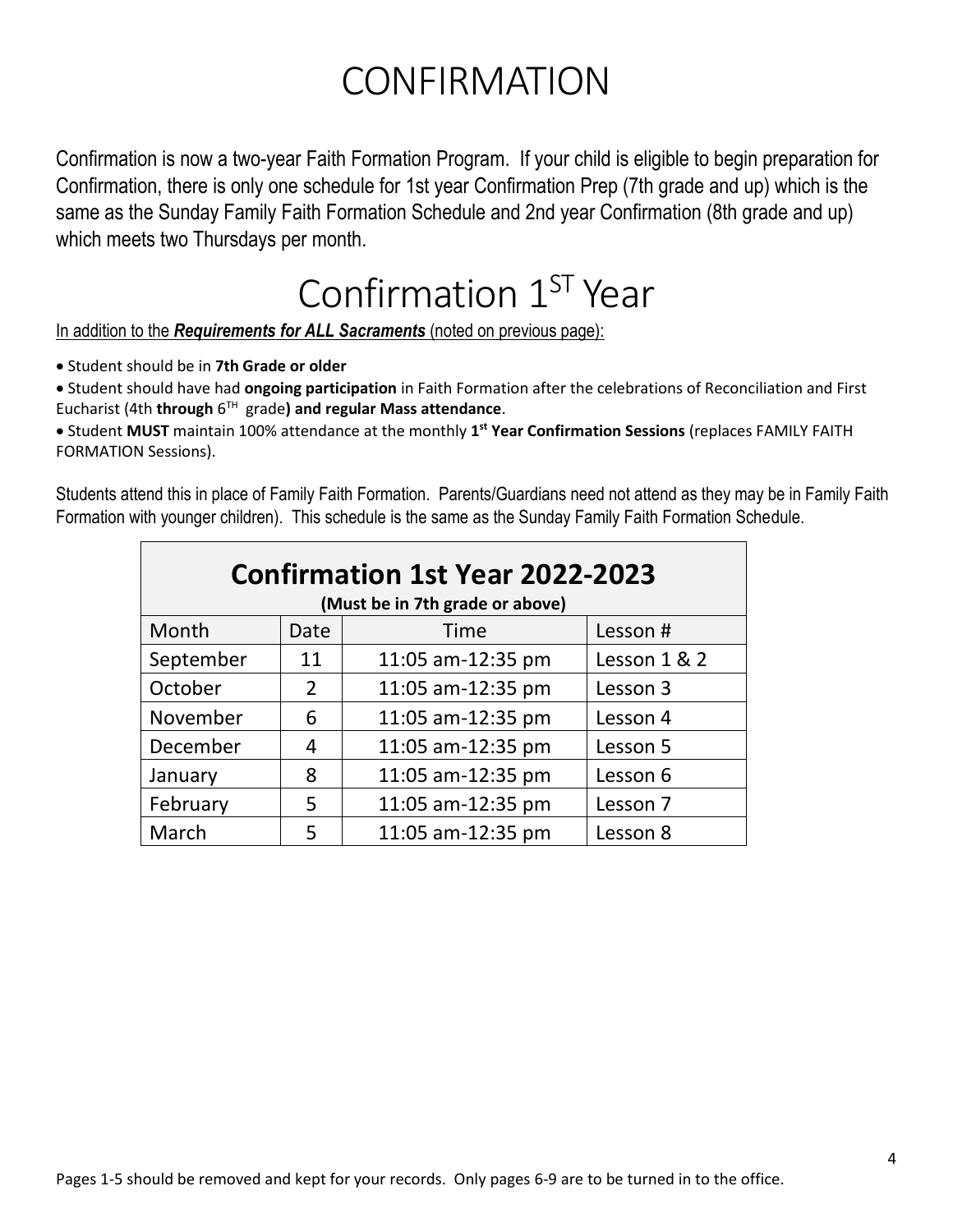# CONFIRMATION

Confirmation is now a two-year Faith Formation Program. If your child is eligible to begin preparation for Confirmation, there is only one schedule for 1st year Confirmation Prep (7th grade and up) which is the same as the Sunday Family Faith Formation Schedule and 2nd year Confirmation (8th grade and up) which meets two Thursdays per month.

# Confirmation 1ST Year

In addition to the ***Requirements for ALL Sacraments*** (noted on previous page):

- Student should be in **7th Grade or older**
- Student should have had **ongoing participation** in Faith Formation after the celebrations of Reconciliation and First Eucharist (4th **through** 6TH grade**) and regular Mass attendance**.
- Student **MUST** maintain 100% attendance at the monthly **1st Year Confirmation Sessions** (replaces FAMILY FAITH FORMATION Sessions).

Students attend this in place of Family Faith Formation. Parents/Guardians need not attend as they may be in Family Faith Formation with younger children). This schedule is the same as the Sunday Family Faith Formation Schedule.

| **Confirmation 1st Year 2022-2023** **(Must be in 7th grade or above)** | | | |
|---|---|---|---|
| Month | Date | Time | Lesson # |
| September | 11 | 11:05 am-12:35 pm | Lesson 1 & 2 |
| October | 2 | 11:05 am-12:35 pm | Lesson 3 |
| November | 6 | 11:05 am-12:35 pm | Lesson 4 |
| December | 4 | 11:05 am-12:35 pm | Lesson 5 |
| January | 8 | 11:05 am-12:35 pm | Lesson 6 |
| February | 5 | 11:05 am-12:35 pm | Lesson 7 |
| March | 5 | 11:05 am-12:35 pm | Lesson 8 |

Pages 1-5 should be removed and kept for your records. Only pages 6-9 are to be turned in to the office.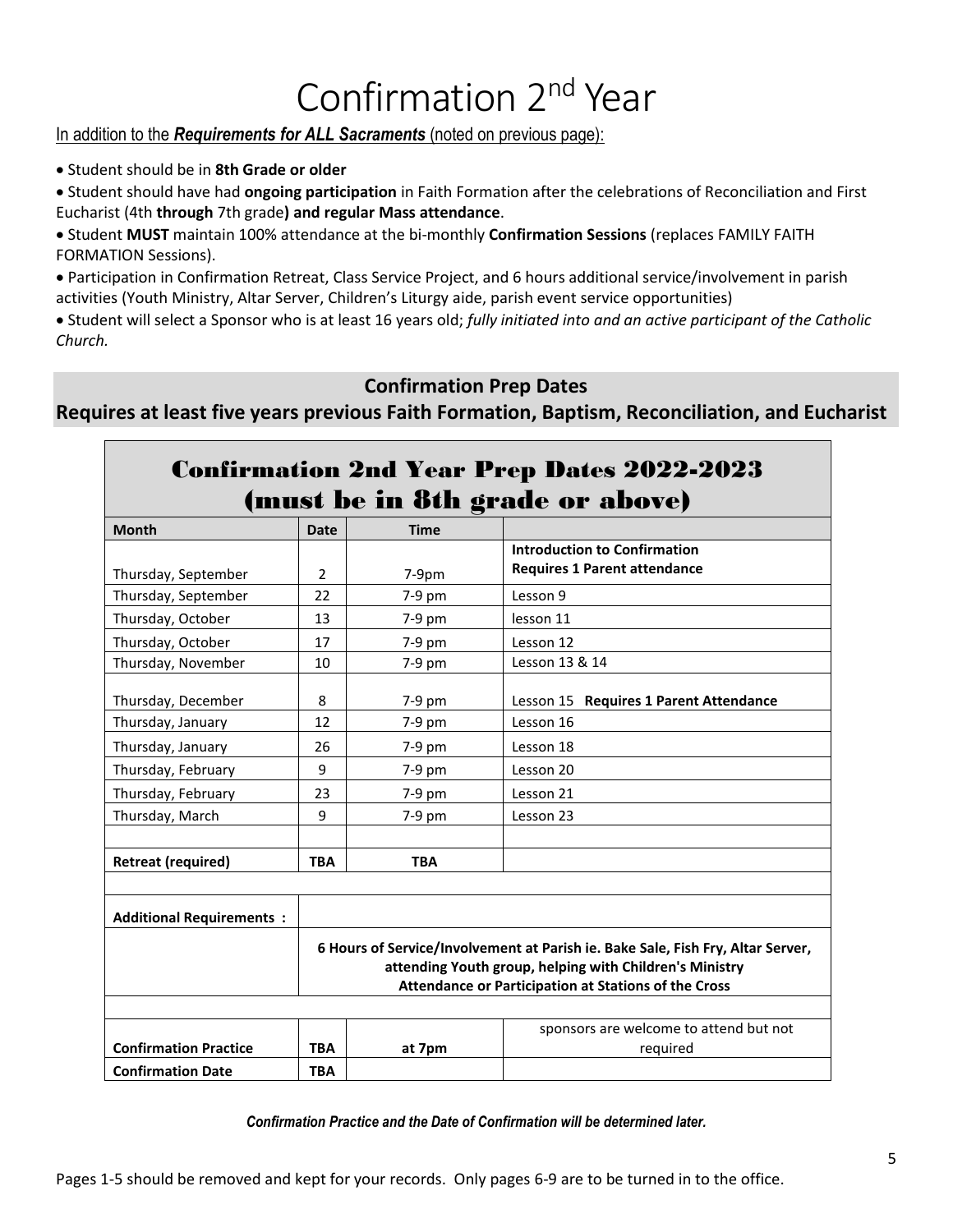# Confirmation 2nd Year

In addition to the ***Requirements for ALL Sacraments*** (noted on previous page):

- Student should be in **8th Grade or older**
- Student should have had **ongoing participation** in Faith Formation after the celebrations of Reconciliation and First Eucharist (4th **through** 7th grade**) and regular Mass attendance**.
- Student **MUST** maintain 100% attendance at the bi-monthly **Confirmation Sessions** (replaces FAMILY FAITH FORMATION Sessions).
- Participation in Confirmation Retreat, Class Service Project, and 6 hours additional service/involvement in parish activities (Youth Ministry, Altar Server, Children's Liturgy aide, parish event service opportunities)
- Student will select a Sponsor who is at least 16 years old; *fully initiated into and an active participant of the Catholic Church.*

## Confirmation Prep Dates

## Requires at least five years previous Faith Formation, Baptism, Reconciliation, and Eucharist

| Confirmation 2nd Year Prep Dates 2022-2023 (must be in 8th grade or above) | | | |
|---|---|---|---|
| **Month** | **Date** | **Time** | |
| Thursday, September | 2 | 7-9pm | **Introduction to Confirmation Requires 1 Parent attendance** |
| Thursday, September | 22 | 7-9 pm | Lesson 9 |
| Thursday, October | 13 | 7-9 pm | lesson 11 |
| Thursday, October | 17 | 7-9 pm | Lesson 12 |
| Thursday, November | 10 | 7-9 pm | Lesson 13 & 14 |
| Thursday, December | 8 | 7-9 pm | Lesson 15 **Requires 1 Parent Attendance** |
| Thursday, January | 12 | 7-9 pm | Lesson 16 |
| Thursday, January | 26 | 7-9 pm | Lesson 18 |
| Thursday, February | 9 | 7-9 pm | Lesson 20 |
| Thursday, February | 23 | 7-9 pm | Lesson 21 |
| Thursday, March | 9 | 7-9 pm | Lesson 23 |
| | | | |
| **Retreat (required)** | **TBA** | **TBA** | |
| | | | |
| **Additional Requirements :** | | | |
| | **6 Hours of Service/Involvement at Parish ie. Bake Sale, Fish Fry, Altar Server, attending Youth group, helping with Children's Ministry Attendance or Participation at Stations of the Cross** | | |
| | | | |
| **Confirmation Practice** | **TBA** | **at 7pm** | sponsors are welcome to attend but not required |
| **Confirmation Date** | **TBA** | | |

***Confirmation Practice and the Date of Confirmation will be determined later.***

Pages 1-5 should be removed and kept for your records. Only pages 6-9 are to be turned in to the office.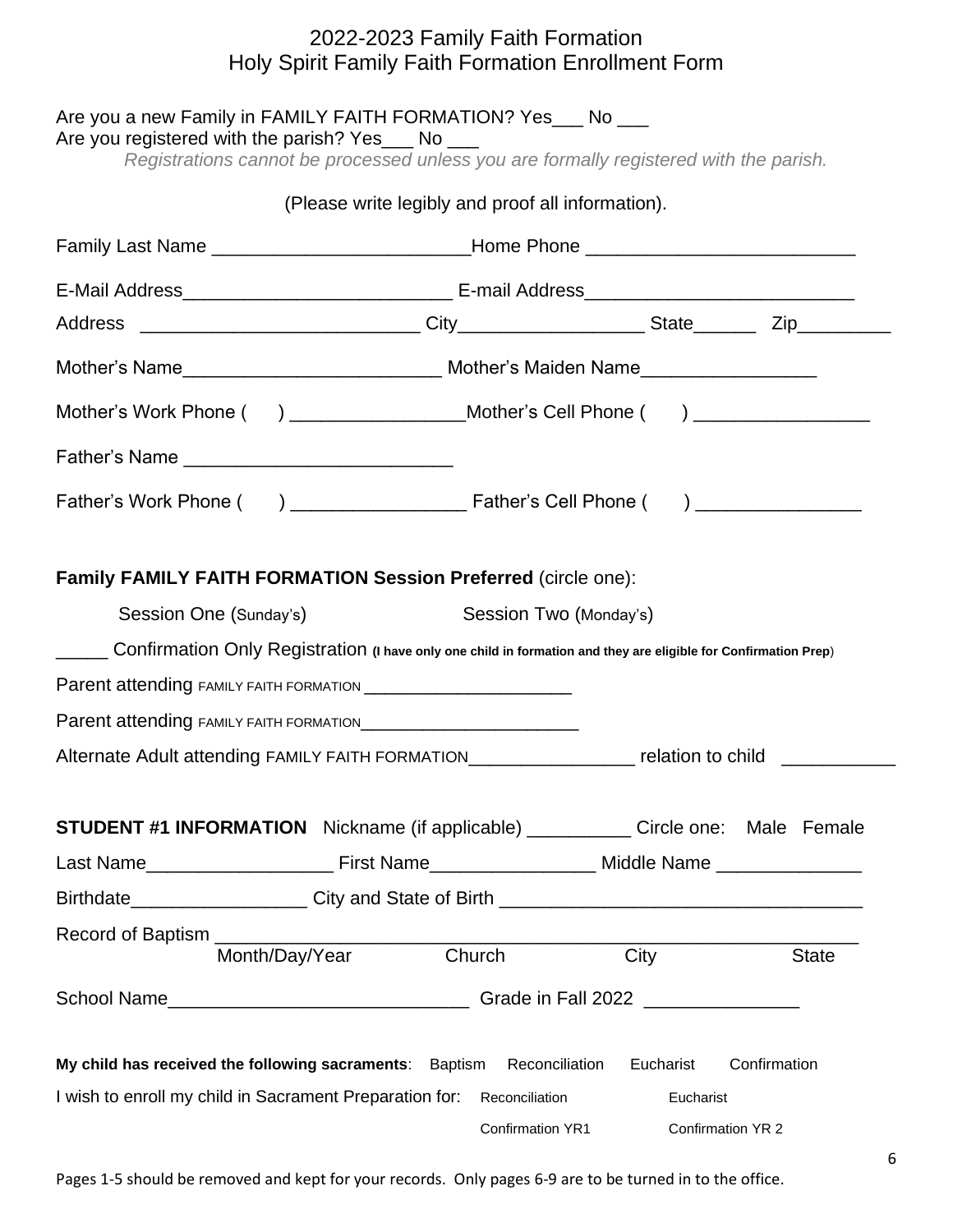# 2022-2023 Family Faith Formation
# Holy Spirit Family Faith Formation Enrollment Form

Are you a new Family in FAMILY FAITH FORMATION? Yes___ No ___
Are you registered with the parish? Yes___ No ___

*Registrations cannot be processed unless you are formally registered with the parish.*

(Please write legibly and proof all information).

Family Last Name _________________________Home Phone __________________________

E-Mail Address__________________________ E-mail Address__________________________

Address ___________________________ City__________________ State______ Zip_________

Mother's Name_________________________ Mother's Maiden Name_________________

Mother's Work Phone ( ) _________________Mother's Cell Phone ( ) _________________

Father's Name __________________________

Father's Work Phone ( ) _________________ Father's Cell Phone ( ) ________________

**Family FAMILY FAITH FORMATION Session Preferred** (circle one):

Session One (Sunday's) Session Two (Monday's)

_____ Confirmation Only Registration **(I have only one child in formation and they are eligible for Confirmation Prep)**

Parent attending FAMILY FAITH FORMATION _____________________

Parent attending FAMILY FAITH FORMATION______________________

Alternate Adult attending FAMILY FAITH FORMATION________________ relation to child ___________

**STUDENT #1 INFORMATION** Nickname (if applicable) __________ Circle one: Male Female

Last Name__________________ First Name________________ Middle Name ______________

Birthdate_________________ City and State of Birth __________________________________

Record of Baptism ______________________________________________________________
Month/Day/Year Church City State

School Name_____________________________ Grade in Fall 2022 _______________

**My child has received the following sacraments**: Baptism Reconciliation Eucharist Confirmation

I wish to enroll my child in Sacrament Preparation for: Reconciliation Eucharist
Confirmation YR1 Confirmation YR 2

Pages 1-5 should be removed and kept for your records. Only pages 6-9 are to be turned in to the office.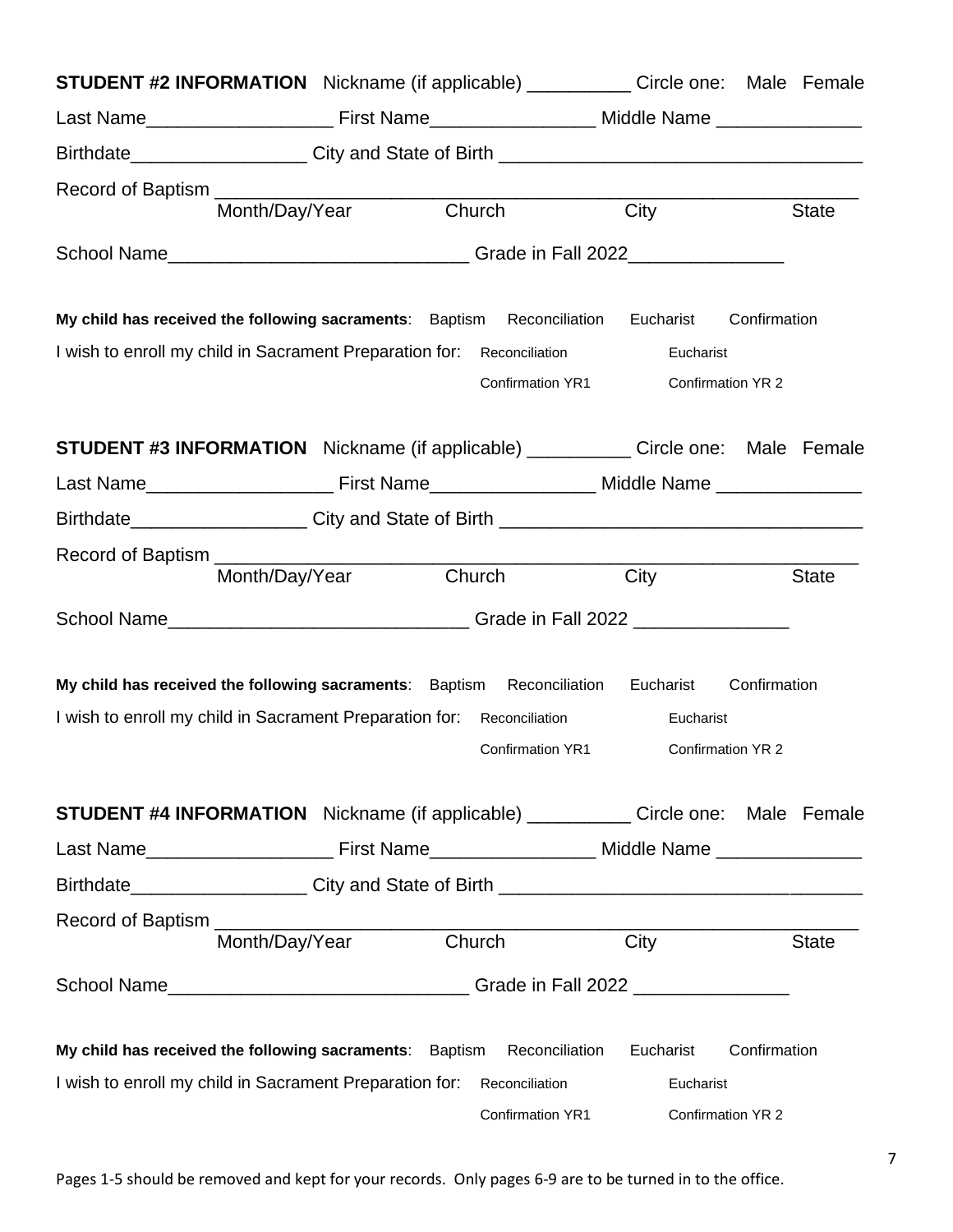**STUDENT #2 INFORMATION** Nickname (if applicable) __________ Circle one: Male Female

Last Name__________________ First Name________________ Middle Name ______________

Birthdate_________________ City and State of Birth __________________________________

Record of Baptism ____________________________________________________________
Month/Day/Year Church City State

School Name_____________________________ Grade in Fall 2022_______________

**My child has received the following sacraments**: Baptism Reconciliation Eucharist Confirmation

I wish to enroll my child in Sacrament Preparation for: Reconciliation Eucharist
Confirmation YR1 Confirmation YR 2

**STUDENT #3 INFORMATION** Nickname (if applicable) __________ Circle one: Male Female

Last Name__________________ First Name________________ Middle Name ______________

Birthdate_________________ City and State of Birth __________________________________

Record of Baptism ____________________________________________________________
Month/Day/Year Church City State

School Name_____________________________ Grade in Fall 2022 _______________

**My child has received the following sacraments**: Baptism Reconciliation Eucharist Confirmation

I wish to enroll my child in Sacrament Preparation for: Reconciliation Eucharist
Confirmation YR1 Confirmation YR 2

**STUDENT #4 INFORMATION** Nickname (if applicable) __________ Circle one: Male Female

Last Name__________________ First Name________________ Middle Name ______________

Birthdate_________________ City and State of Birth __________________________________

Record of Baptism ____________________________________________________________
Month/Day/Year Church City State

School Name_____________________________ Grade in Fall 2022 _______________

**My child has received the following sacraments**: Baptism Reconciliation Eucharist Confirmation

I wish to enroll my child in Sacrament Preparation for: Reconciliation Eucharist
Confirmation YR1 Confirmation YR 2

Pages 1-5 should be removed and kept for your records. Only pages 6-9 are to be turned in to the office.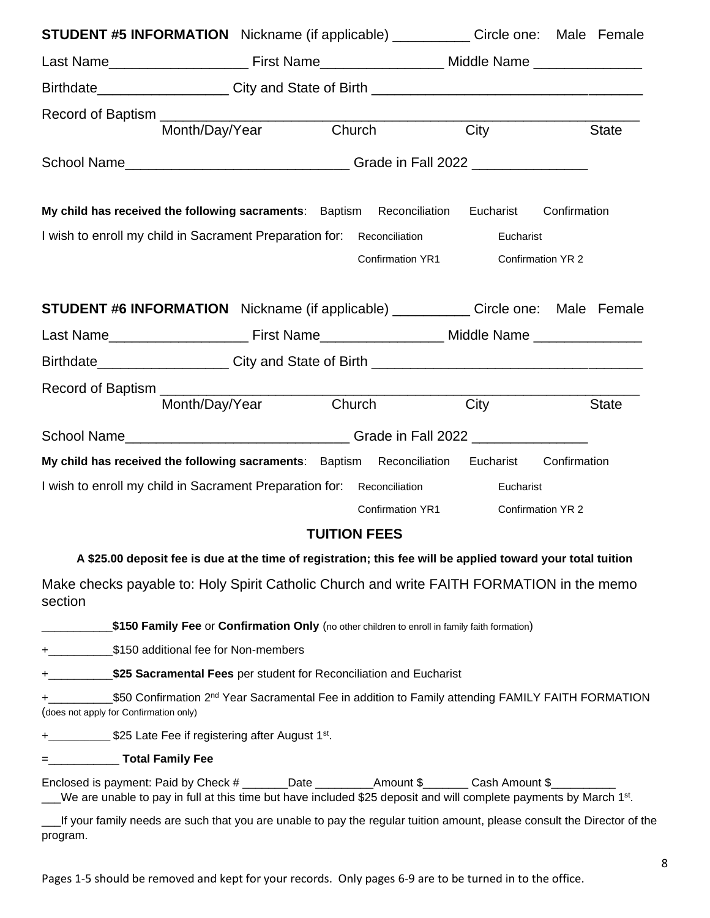**STUDENT #5 INFORMATION** Nickname (if applicable) __________ Circle one: Male Female

Last Name__________________ First Name________________ Middle Name ______________

Birthdate_________________ City and State of Birth _________________________________

Record of Baptism _____________________________________________________________
Month/Day/Year Church City State

School Name_____________________________ Grade in Fall 2022 _______________

**My child has received the following sacraments**: Baptism Reconciliation Eucharist Confirmation

I wish to enroll my child in Sacrament Preparation for: Reconciliation Eucharist Confirmation YR1 Confirmation YR 2

**STUDENT #6 INFORMATION** Nickname (if applicable) __________ Circle one: Male Female

Last Name__________________ First Name________________ Middle Name ______________

Birthdate_________________ City and State of Birth _________________________________

Record of Baptism _____________________________________________________________
Month/Day/Year Church City State

School Name_____________________________ Grade in Fall 2022 _______________

**My child has received the following sacraments**: Baptism Reconciliation Eucharist Confirmation

I wish to enroll my child in Sacrament Preparation for: Reconciliation Eucharist Confirmation YR1 Confirmation YR 2

## TUITION FEES

**A $25.00 deposit fee is due at the time of registration; this fee will be applied toward your total tuition**

Make checks payable to: Holy Spirit Catholic Church and write FAITH FORMATION in the memo section

___________**$150 Family Fee** or **Confirmation Only** (no other children to enroll in family faith formation)

+__________$150 additional fee for Non-members

+__________**$25 Sacramental Fees** per student for Reconciliation and Eucharist

+__________$50 Confirmation 2nd Year Sacramental Fee in addition to Family attending FAMILY FAITH FORMATION (does not apply for Confirmation only)

+__________ $25 Late Fee if registering after August 1st.

=___________ **Total Family Fee**

Enclosed is payment: Paid by Check # _______Date _________Amount $_______ Cash Amount $__________

___We are unable to pay in full at this time but have included $25 deposit and will complete payments by March 1st.

___If your family needs are such that you are unable to pay the regular tuition amount, please consult the Director of the program.

Pages 1-5 should be removed and kept for your records. Only pages 6-9 are to be turned in to the office.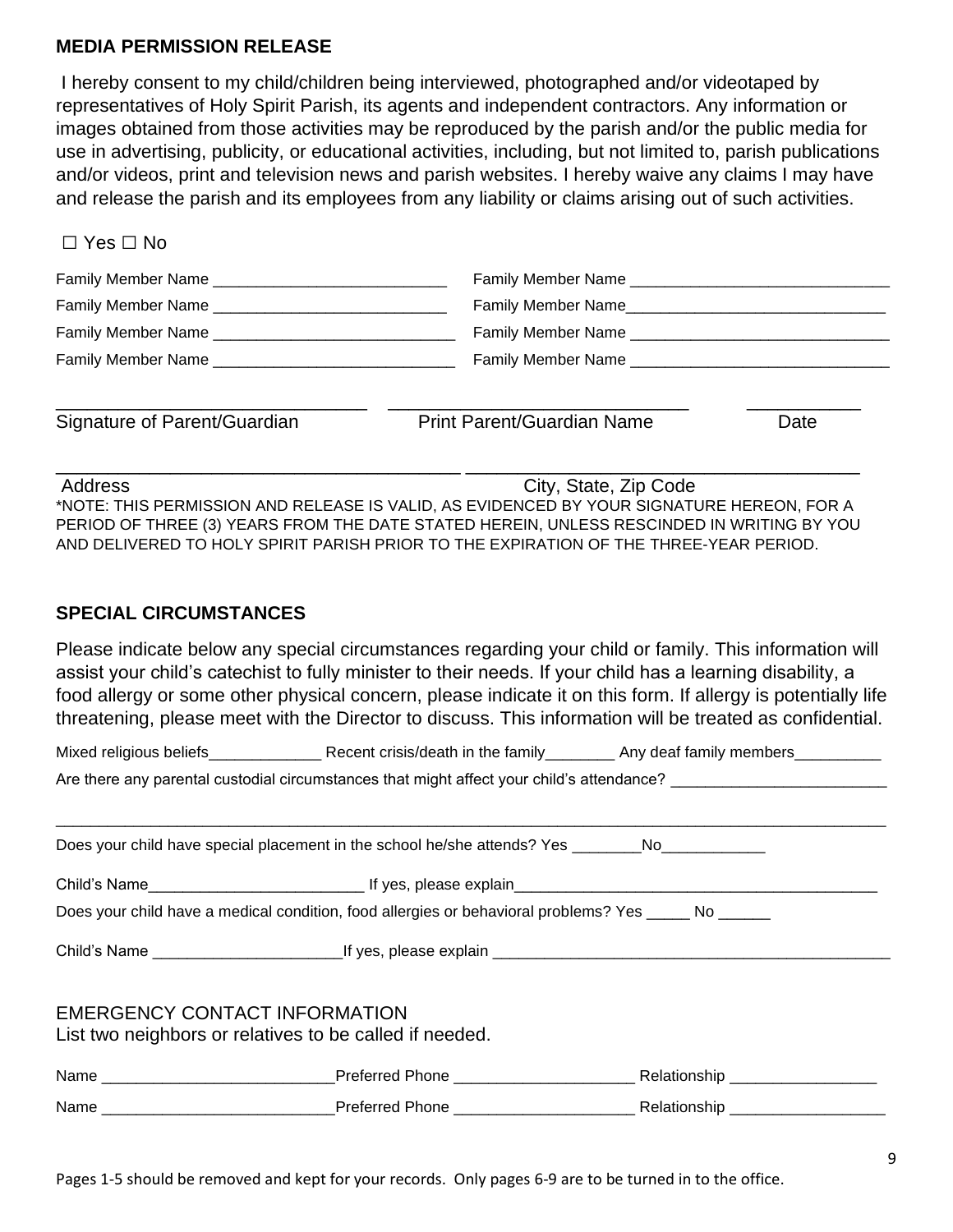## MEDIA PERMISSION RELEASE

I hereby consent to my child/children being interviewed, photographed and/or videotaped by representatives of Holy Spirit Parish, its agents and independent contractors. Any information or images obtained from those activities may be reproduced by the parish and/or the public media for use in advertising, publicity, or educational activities, including, but not limited to, parish publications and/or videos, print and television news and parish websites. I hereby waive any claims I may have and release the parish and its employees from any liability or claims arising out of such activities.

☐ Yes ☐ No

Family Member Name ___________________________ Family Member Name ______________________________

Family Member Name ___________________________ Family Member Name______________________________

Family Member Name ____________________________ Family Member Name ______________________________

Family Member Name ____________________________ Family Member Name ______________________________

_____________________________ _____________________________ ___________

Signature of Parent/Guardian Print Parent/Guardian Name Date

_______________________________________ _____________________________________

Address City, State, Zip Code

*NOTE: THIS PERMISSION AND RELEASE IS VALID, AS EVIDENCED BY YOUR SIGNATURE HEREON, FOR A PERIOD OF THREE (3) YEARS FROM THE DATE STATED HEREIN, UNLESS RESCINDED IN WRITING BY YOU AND DELIVERED TO HOLY SPIRIT PARISH PRIOR TO THE EXPIRATION OF THE THREE-YEAR PERIOD.

## SPECIAL CIRCUMSTANCES

Please indicate below any special circumstances regarding your child or family. This information will assist your child's catechist to fully minister to their needs. If your child has a learning disability, a food allergy or some other physical concern, please indicate it on this form. If allergy is potentially life threatening, please meet with the Director to discuss. This information will be treated as confidential.

Mixed religious beliefs_____________ Recent crisis/death in the family________ Any deaf family members__________

Are there any parental custodial circumstances that might affect your child's attendance? _________________________

_____________________________________________________________________________________________

Does your child have special placement in the school he/she attends? Yes ________No____________

Child's Name_________________________ If yes, please explain___________________________________________

Does your child have a medical condition, food allergies or behavioral problems? Yes _____ No ______

Child's Name ______________________If yes, please explain _______________________________________________

EMERGENCY CONTACT INFORMATION

List two neighbors or relatives to be called if needed.

Name ___________________________Preferred Phone _____________________ Relationship _________________

Name ___________________________Preferred Phone _____________________ Relationship __________________

Pages 1-5 should be removed and kept for your records. Only pages 6-9 are to be turned in to the office.